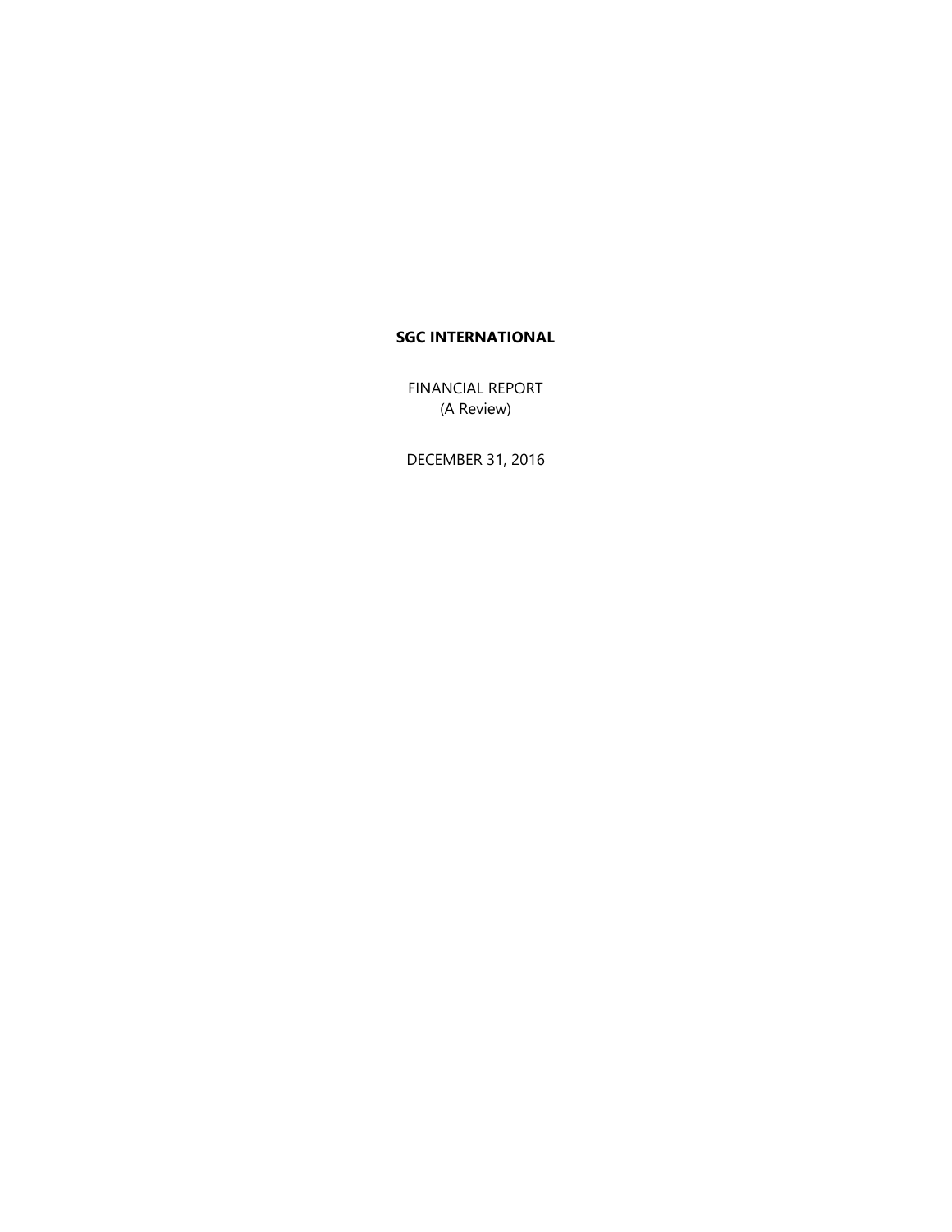# SGC INTERNATIONAL

FINANCIAL REPORT
(A Review)

DECEMBER 31, 2016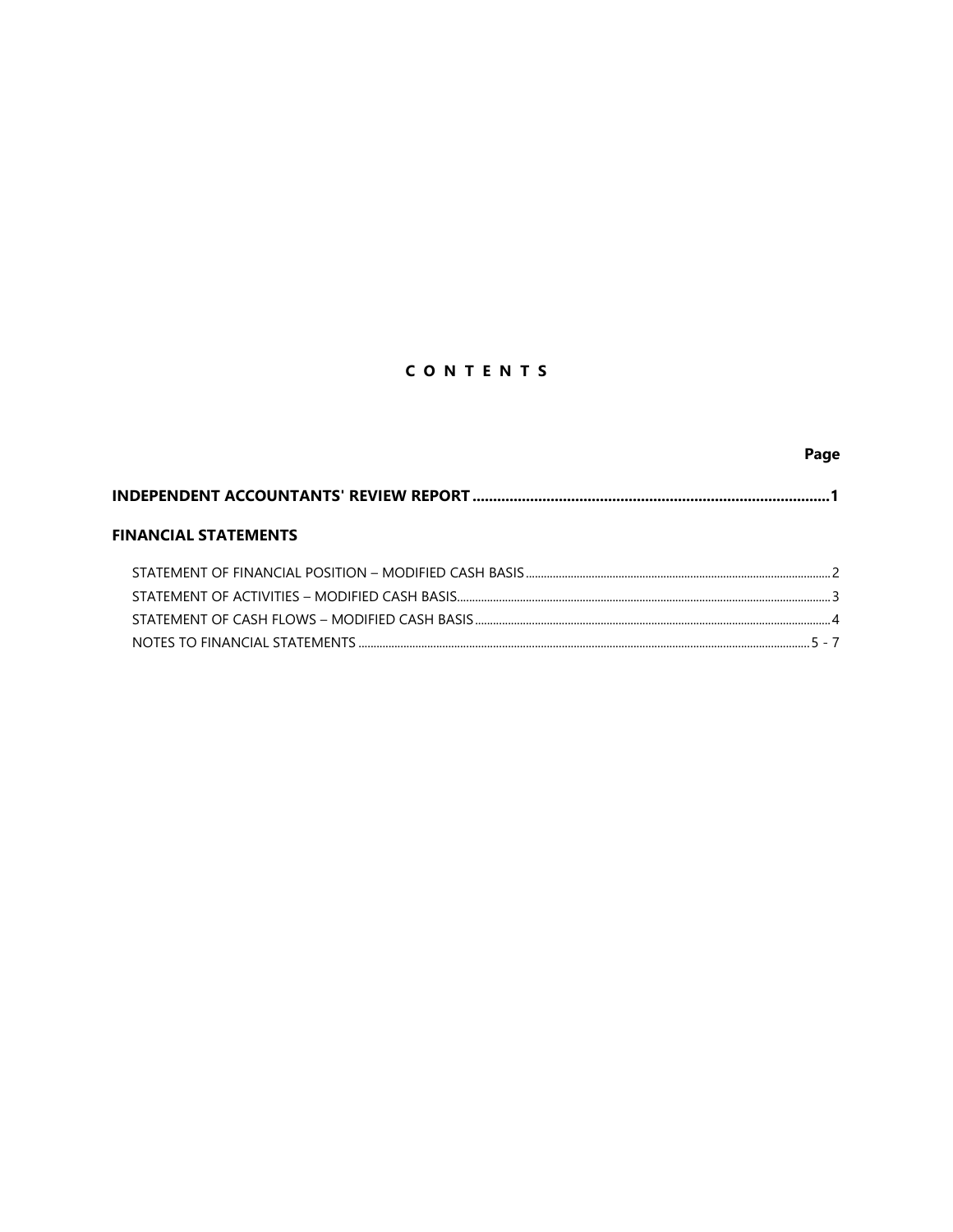# C O N T E N T S

| | Page |
|---|---|
| **INDEPENDENT ACCOUNTANTS' REVIEW REPORT** | **1** |
| **FINANCIAL STATEMENTS** | |
| STATEMENT OF FINANCIAL POSITION – MODIFIED CASH BASIS | 2 |
| STATEMENT OF ACTIVITIES – MODIFIED CASH BASIS | 3 |
| STATEMENT OF CASH FLOWS – MODIFIED CASH BASIS | 4 |
| NOTES TO FINANCIAL STATEMENTS | 5 - 7 |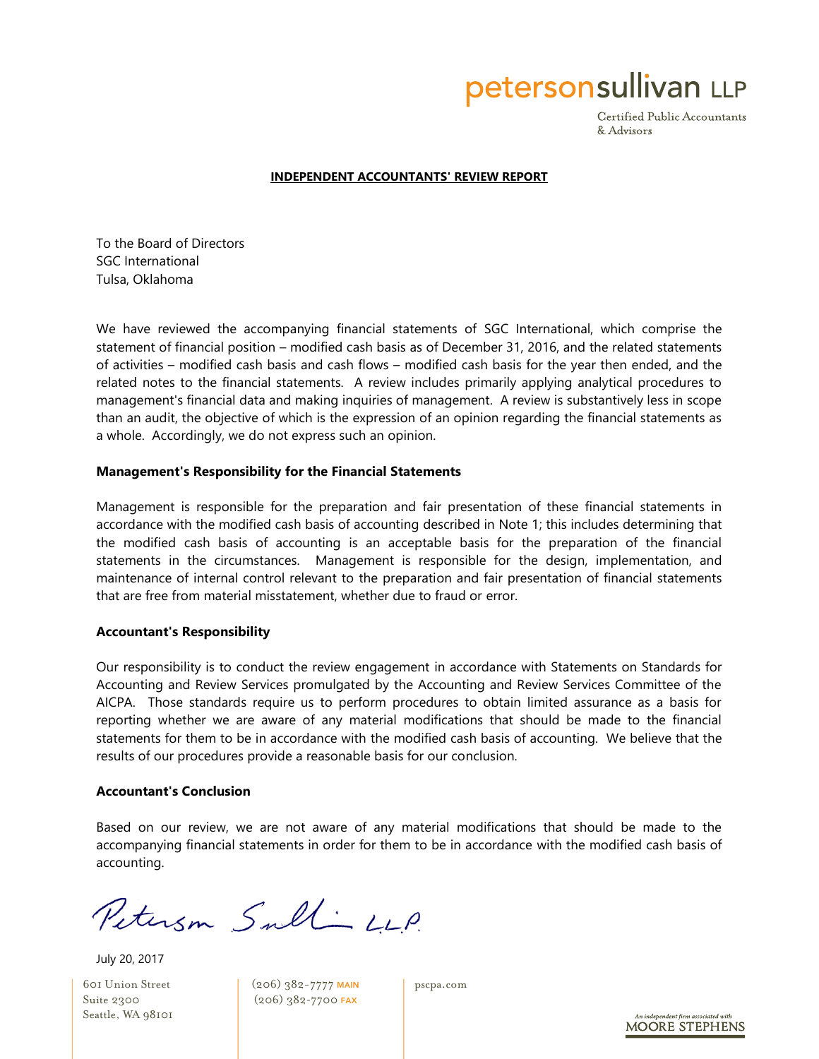petersonsullivan LLP

Certified Public Accountants
& Advisors

**INDEPENDENT ACCOUNTANTS' REVIEW REPORT**

To the Board of Directors
SGC International
Tulsa, Oklahoma

We have reviewed the accompanying financial statements of SGC International, which comprise the statement of financial position – modified cash basis as of December 31, 2016, and the related statements of activities – modified cash basis and cash flows – modified cash basis for the year then ended, and the related notes to the financial statements. A review includes primarily applying analytical procedures to management's financial data and making inquiries of management. A review is substantively less in scope than an audit, the objective of which is the expression of an opinion regarding the financial statements as a whole. Accordingly, we do not express such an opinion.

**Management's Responsibility for the Financial Statements**

Management is responsible for the preparation and fair presentation of these financial statements in accordance with the modified cash basis of accounting described in Note 1; this includes determining that the modified cash basis of accounting is an acceptable basis for the preparation of the financial statements in the circumstances. Management is responsible for the design, implementation, and maintenance of internal control relevant to the preparation and fair presentation of financial statements that are free from material misstatement, whether due to fraud or error.

**Accountant's Responsibility**

Our responsibility is to conduct the review engagement in accordance with Statements on Standards for Accounting and Review Services promulgated by the Accounting and Review Services Committee of the AICPA. Those standards require us to perform procedures to obtain limited assurance as a basis for reporting whether we are aware of any material modifications that should be made to the financial statements for them to be in accordance with the modified cash basis of accounting. We believe that the results of our procedures provide a reasonable basis for our conclusion.

**Accountant's Conclusion**

Based on our review, we are not aware of any material modifications that should be made to the accompanying financial statements in order for them to be in accordance with the modified cash basis of accounting.

Peterson Sullivan LLP

July 20, 2017

601 Union Street
Suite 2300
Seattle, WA 98101

(206) 382-7777 MAIN
(206) 382-7700 FAX

pscpa.com

An independent firm associated with MOORE STEPHENS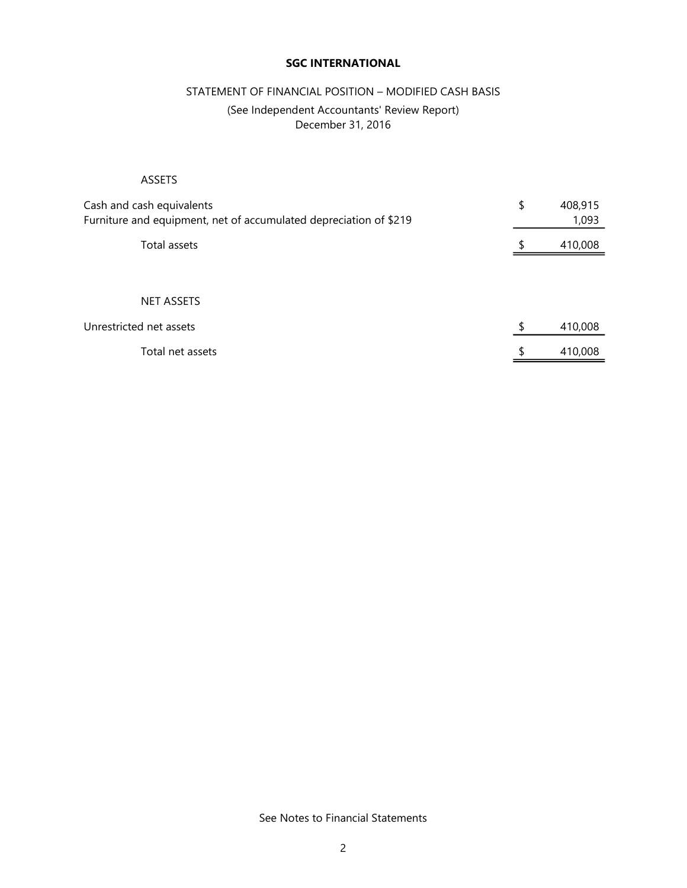**SGC INTERNATIONAL**

STATEMENT OF FINANCIAL POSITION – MODIFIED CASH BASIS

(See Independent Accountants' Review Report)

December 31, 2016

| ASSETS | | |
|---|---|---|
| Cash and cash equivalents | $ | 408,915 |
| Furniture and equipment, net of accumulated depreciation of $219 | | 1,093 |
| Total assets | $ | 410,008 |

| NET ASSETS | | |
|---|---|---|
| Unrestricted net assets | $ | 410,008 |
| Total net assets | $ | 410,008 |

See Notes to Financial Statements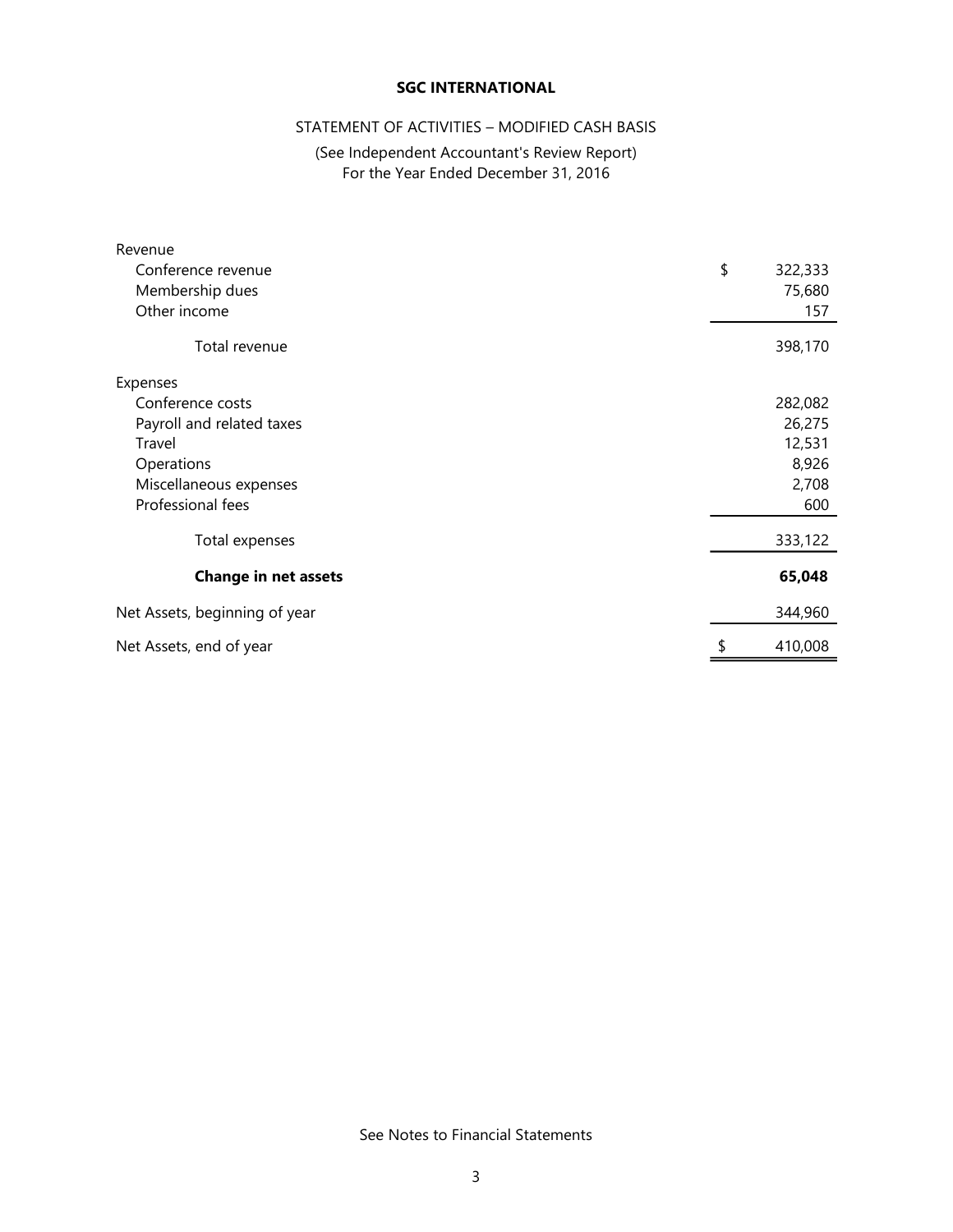# SGC INTERNATIONAL

STATEMENT OF ACTIVITIES – MODIFIED CASH BASIS

(See Independent Accountant's Review Report)
For the Year Ended December 31, 2016

| | |
|---|---|
| Revenue | |
| Conference revenue | $ 322,333 |
| Membership dues | 75,680 |
| Other income | 157 |
| Total revenue | 398,170 |
| Expenses | |
| Conference costs | 282,082 |
| Payroll and related taxes | 26,275 |
| Travel | 12,531 |
| Operations | 8,926 |
| Miscellaneous expenses | 2,708 |
| Professional fees | 600 |
| Total expenses | 333,122 |
| **Change in net assets** | **65,048** |
| Net Assets, beginning of year | 344,960 |
| Net Assets, end of year | $ 410,008 |

See Notes to Financial Statements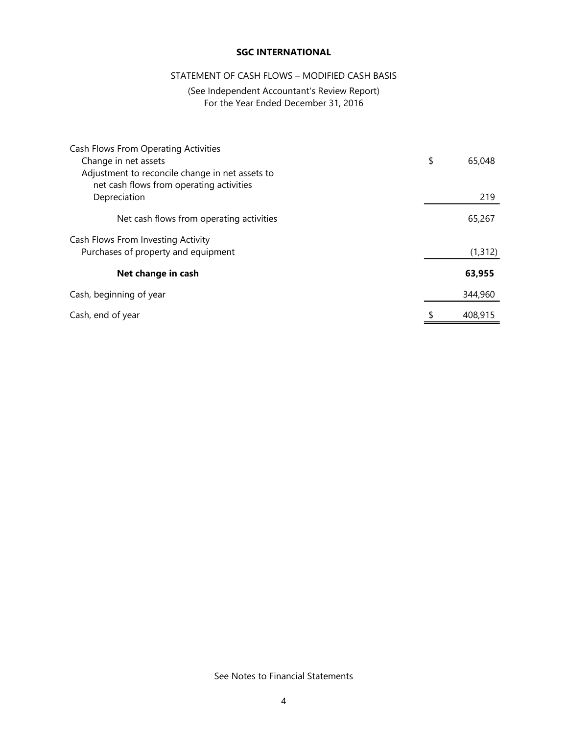**SGC INTERNATIONAL**

STATEMENT OF CASH FLOWS – MODIFIED CASH BASIS

(See Independent Accountant's Review Report)
For the Year Ended December 31, 2016

| | |
|---|---|
| Cash Flows From Operating Activities | |
| Change in net assets | $ 65,048 |
| Adjustment to reconcile change in net assets to net cash flows from operating activities | |
| Depreciation | 219 |
| Net cash flows from operating activities | 65,267 |
| Cash Flows From Investing Activity | |
| Purchases of property and equipment | (1,312) |
| **Net change in cash** | **63,955** |
| Cash, beginning of year | 344,960 |
| Cash, end of year | $ 408,915 |

See Notes to Financial Statements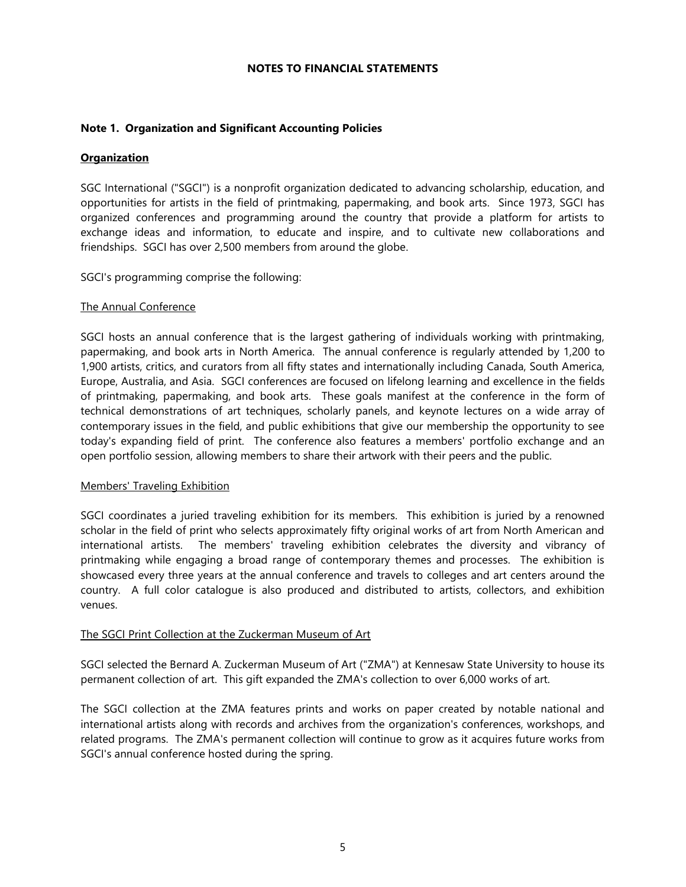## NOTES TO FINANCIAL STATEMENTS

### Note 1. Organization and Significant Accounting Policies

**Organization**

SGC International ("SGCI") is a nonprofit organization dedicated to advancing scholarship, education, and opportunities for artists in the field of printmaking, papermaking, and book arts. Since 1973, SGCI has organized conferences and programming around the country that provide a platform for artists to exchange ideas and information, to educate and inspire, and to cultivate new collaborations and friendships. SGCI has over 2,500 members from around the globe.

SGCI's programming comprise the following:

The Annual Conference

SGCI hosts an annual conference that is the largest gathering of individuals working with printmaking, papermaking, and book arts in North America. The annual conference is regularly attended by 1,200 to 1,900 artists, critics, and curators from all fifty states and internationally including Canada, South America, Europe, Australia, and Asia. SGCI conferences are focused on lifelong learning and excellence in the fields of printmaking, papermaking, and book arts. These goals manifest at the conference in the form of technical demonstrations of art techniques, scholarly panels, and keynote lectures on a wide array of contemporary issues in the field, and public exhibitions that give our membership the opportunity to see today's expanding field of print. The conference also features a members' portfolio exchange and an open portfolio session, allowing members to share their artwork with their peers and the public.

Members' Traveling Exhibition

SGCI coordinates a juried traveling exhibition for its members. This exhibition is juried by a renowned scholar in the field of print who selects approximately fifty original works of art from North American and international artists. The members' traveling exhibition celebrates the diversity and vibrancy of printmaking while engaging a broad range of contemporary themes and processes. The exhibition is showcased every three years at the annual conference and travels to colleges and art centers around the country. A full color catalogue is also produced and distributed to artists, collectors, and exhibition venues.

The SGCI Print Collection at the Zuckerman Museum of Art

SGCI selected the Bernard A. Zuckerman Museum of Art ("ZMA") at Kennesaw State University to house its permanent collection of art. This gift expanded the ZMA's collection to over 6,000 works of art.

The SGCI collection at the ZMA features prints and works on paper created by notable national and international artists along with records and archives from the organization's conferences, workshops, and related programs. The ZMA's permanent collection will continue to grow as it acquires future works from SGCI's annual conference hosted during the spring.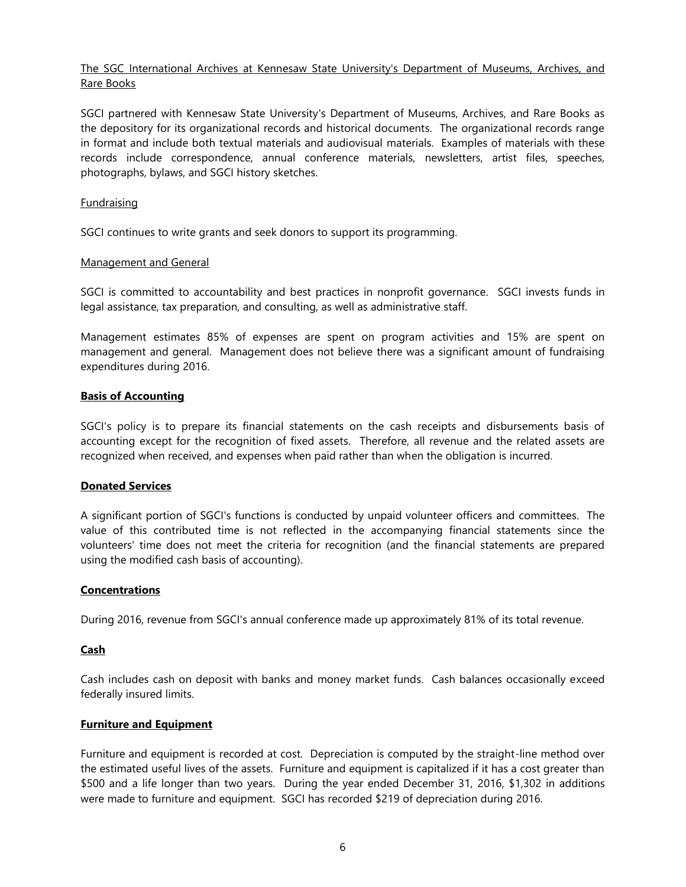The SGC International Archives at Kennesaw State University's Department of Museums, Archives, and Rare Books

SGCI partnered with Kennesaw State University's Department of Museums, Archives, and Rare Books as the depository for its organizational records and historical documents. The organizational records range in format and include both textual materials and audiovisual materials. Examples of materials with these records include correspondence, annual conference materials, newsletters, artist files, speeches, photographs, bylaws, and SGCI history sketches.

Fundraising

SGCI continues to write grants and seek donors to support its programming.

Management and General

SGCI is committed to accountability and best practices in nonprofit governance. SGCI invests funds in legal assistance, tax preparation, and consulting, as well as administrative staff.

Management estimates 85% of expenses are spent on program activities and 15% are spent on management and general. Management does not believe there was a significant amount of fundraising expenditures during 2016.

**Basis of Accounting**

SGCI's policy is to prepare its financial statements on the cash receipts and disbursements basis of accounting except for the recognition of fixed assets. Therefore, all revenue and the related assets are recognized when received, and expenses when paid rather than when the obligation is incurred.

**Donated Services**

A significant portion of SGCI's functions is conducted by unpaid volunteer officers and committees. The value of this contributed time is not reflected in the accompanying financial statements since the volunteers' time does not meet the criteria for recognition (and the financial statements are prepared using the modified cash basis of accounting).

**Concentrations**

During 2016, revenue from SGCI's annual conference made up approximately 81% of its total revenue.

**Cash**

Cash includes cash on deposit with banks and money market funds. Cash balances occasionally exceed federally insured limits.

**Furniture and Equipment**

Furniture and equipment is recorded at cost. Depreciation is computed by the straight-line method over the estimated useful lives of the assets. Furniture and equipment is capitalized if it has a cost greater than $500 and a life longer than two years. During the year ended December 31, 2016, $1,302 in additions were made to furniture and equipment. SGCI has recorded $219 of depreciation during 2016.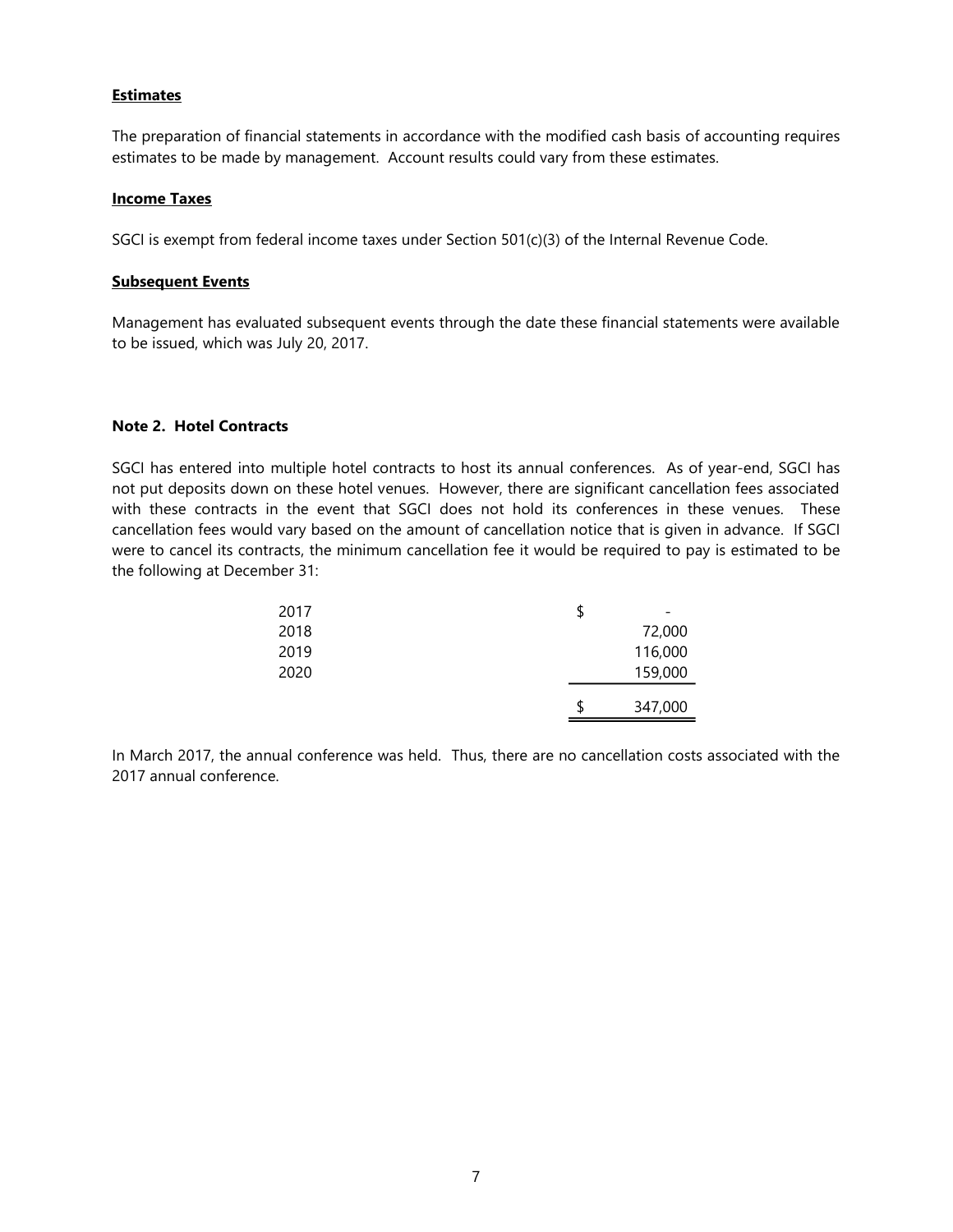**Estimates**

The preparation of financial statements in accordance with the modified cash basis of accounting requires estimates to be made by management. Account results could vary from these estimates.

**Income Taxes**

SGCI is exempt from federal income taxes under Section 501(c)(3) of the Internal Revenue Code.

**Subsequent Events**

Management has evaluated subsequent events through the date these financial statements were available to be issued, which was July 20, 2017.

## Note 2. Hotel Contracts

SGCI has entered into multiple hotel contracts to host its annual conferences. As of year-end, SGCI has not put deposits down on these hotel venues. However, there are significant cancellation fees associated with these contracts in the event that SGCI does not hold its conferences in these venues. These cancellation fees would vary based on the amount of cancellation notice that is given in advance. If SGCI were to cancel its contracts, the minimum cancellation fee it would be required to pay is estimated to be the following at December 31:

| | |
|---|---|
| 2017 | $ - |
| 2018 | 72,000 |
| 2019 | 116,000 |
| 2020 | 159,000 |
| | $ 347,000 |

In March 2017, the annual conference was held. Thus, there are no cancellation costs associated with the 2017 annual conference.